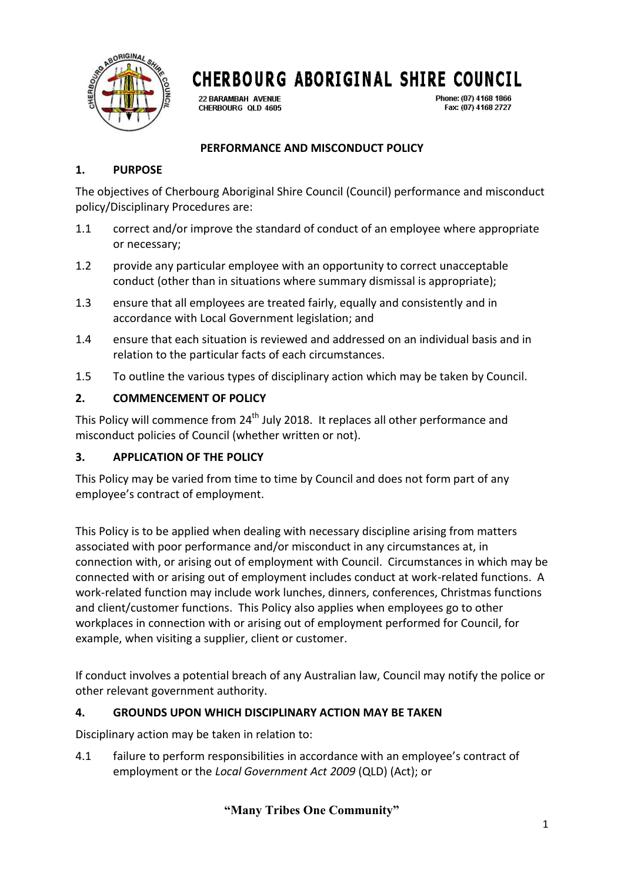# CHERBOURG ABORIGINAL SHIRE COUNCIL

22 BARAMBAH AVENUE
CHERBOURG QLD 4605

Phone: (07) 4168 1866
Fax: (07) 4168 2727

## PERFORMANCE AND MISCONDUCT POLICY

### 1. PURPOSE

The objectives of Cherbourg Aboriginal Shire Council (Council) performance and misconduct policy/Disciplinary Procedures are:

1.1 correct and/or improve the standard of conduct of an employee where appropriate or necessary;

1.2 provide any particular employee with an opportunity to correct unacceptable conduct (other than in situations where summary dismissal is appropriate);

1.3 ensure that all employees are treated fairly, equally and consistently and in accordance with Local Government legislation; and

1.4 ensure that each situation is reviewed and addressed on an individual basis and in relation to the particular facts of each circumstances.

1.5 To outline the various types of disciplinary action which may be taken by Council.

### 2. COMMENCEMENT OF POLICY

This Policy will commence from 24th July 2018. It replaces all other performance and misconduct policies of Council (whether written or not).

### 3. APPLICATION OF THE POLICY

This Policy may be varied from time to time by Council and does not form part of any employee's contract of employment.

This Policy is to be applied when dealing with necessary discipline arising from matters associated with poor performance and/or misconduct in any circumstances at, in connection with, or arising out of employment with Council. Circumstances in which may be connected with or arising out of employment includes conduct at work-related functions. A work-related function may include work lunches, dinners, conferences, Christmas functions and client/customer functions. This Policy also applies when employees go to other workplaces in connection with or arising out of employment performed for Council, for example, when visiting a supplier, client or customer.

If conduct involves a potential breach of any Australian law, Council may notify the police or other relevant government authority.

### 4. GROUNDS UPON WHICH DISCIPLINARY ACTION MAY BE TAKEN

Disciplinary action may be taken in relation to:

4.1 failure to perform responsibilities in accordance with an employee's contract of employment or the *Local Government Act 2009* (QLD) (Act); or

"Many Tribes One Community"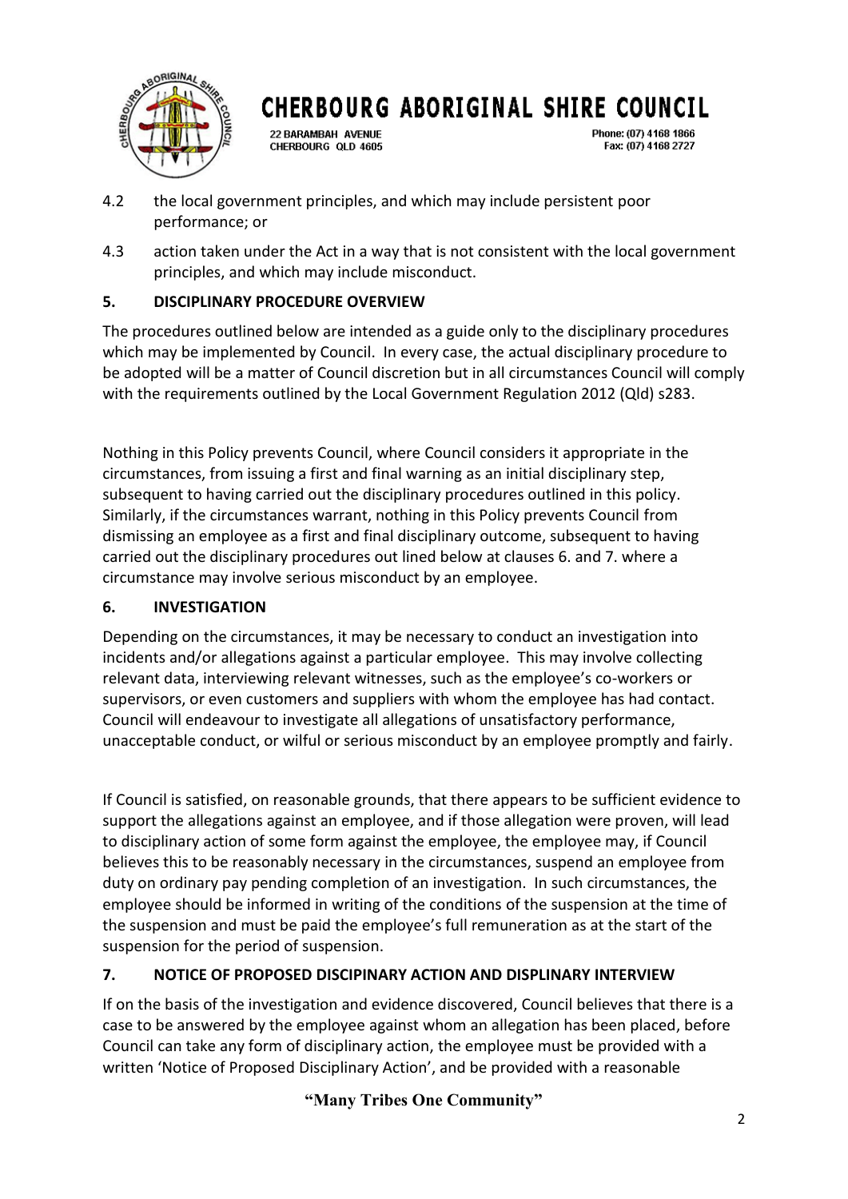4.2 the local government principles, and which may include persistent poor performance; or

4.3 action taken under the Act in a way that is not consistent with the local government principles, and which may include misconduct.

## 5. DISCIPLINARY PROCEDURE OVERVIEW

The procedures outlined below are intended as a guide only to the disciplinary procedures which may be implemented by Council. In every case, the actual disciplinary procedure to be adopted will be a matter of Council discretion but in all circumstances Council will comply with the requirements outlined by the Local Government Regulation 2012 (Qld) s283.

Nothing in this Policy prevents Council, where Council considers it appropriate in the circumstances, from issuing a first and final warning as an initial disciplinary step, subsequent to having carried out the disciplinary procedures outlined in this policy. Similarly, if the circumstances warrant, nothing in this Policy prevents Council from dismissing an employee as a first and final disciplinary outcome, subsequent to having carried out the disciplinary procedures out lined below at clauses 6. and 7. where a circumstance may involve serious misconduct by an employee.

## 6. INVESTIGATION

Depending on the circumstances, it may be necessary to conduct an investigation into incidents and/or allegations against a particular employee. This may involve collecting relevant data, interviewing relevant witnesses, such as the employee's co-workers or supervisors, or even customers and suppliers with whom the employee has had contact. Council will endeavour to investigate all allegations of unsatisfactory performance, unacceptable conduct, or wilful or serious misconduct by an employee promptly and fairly.

If Council is satisfied, on reasonable grounds, that there appears to be sufficient evidence to support the allegations against an employee, and if those allegation were proven, will lead to disciplinary action of some form against the employee, the employee may, if Council believes this to be reasonably necessary in the circumstances, suspend an employee from duty on ordinary pay pending completion of an investigation. In such circumstances, the employee should be informed in writing of the conditions of the suspension at the time of the suspension and must be paid the employee's full remuneration as at the start of the suspension for the period of suspension.

## 7. NOTICE OF PROPOSED DISCIPINARY ACTION AND DISPLINARY INTERVIEW

If on the basis of the investigation and evidence discovered, Council believes that there is a case to be answered by the employee against whom an allegation has been placed, before Council can take any form of disciplinary action, the employee must be provided with a written 'Notice of Proposed Disciplinary Action', and be provided with a reasonable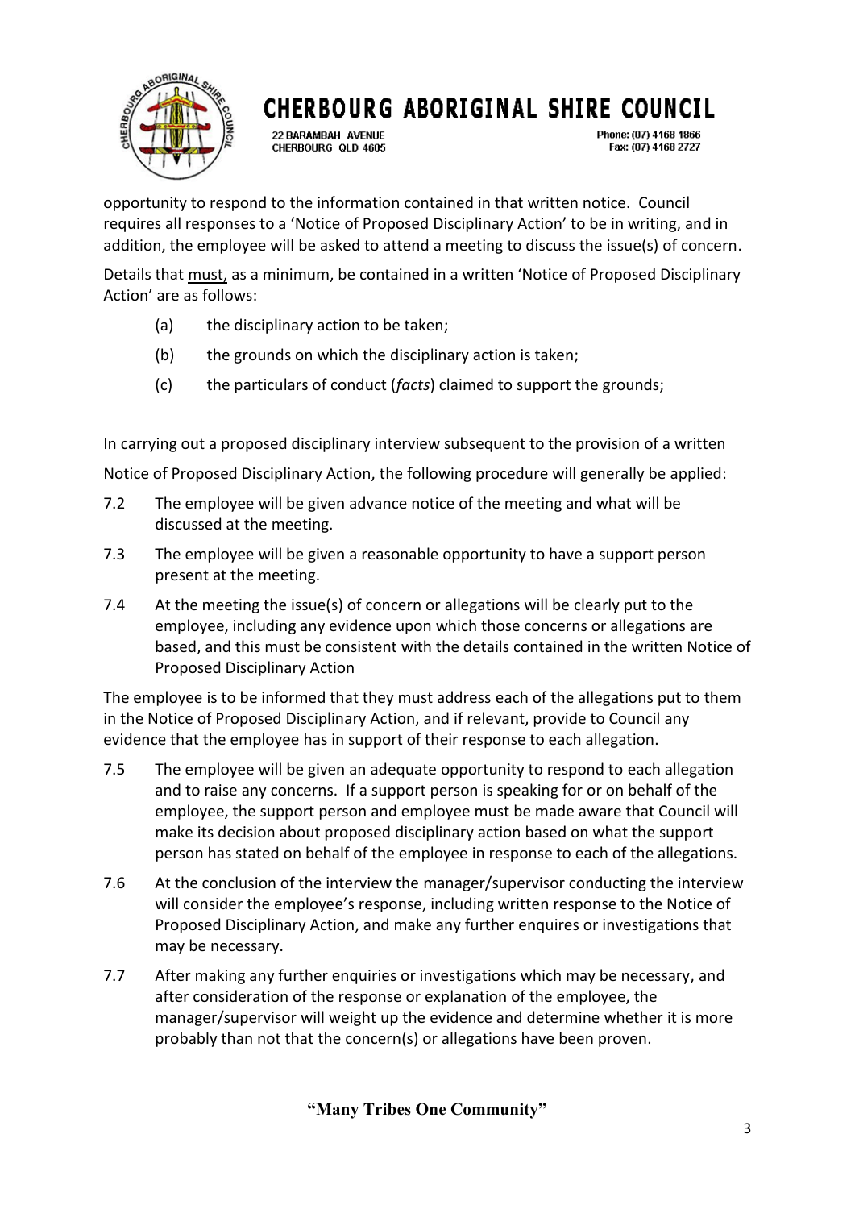opportunity to respond to the information contained in that written notice. Council requires all responses to a 'Notice of Proposed Disciplinary Action' to be in writing, and in addition, the employee will be asked to attend a meeting to discuss the issue(s) of concern.

Details that <u>must,</u> as a minimum, be contained in a written 'Notice of Proposed Disciplinary Action' are as follows:

(a) the disciplinary action to be taken;

(b) the grounds on which the disciplinary action is taken;

(c) the particulars of conduct (*facts*) claimed to support the grounds;

In carrying out a proposed disciplinary interview subsequent to the provision of a written Notice of Proposed Disciplinary Action, the following procedure will generally be applied:

7.2 The employee will be given advance notice of the meeting and what will be discussed at the meeting.

7.3 The employee will be given a reasonable opportunity to have a support person present at the meeting.

7.4 At the meeting the issue(s) of concern or allegations will be clearly put to the employee, including any evidence upon which those concerns or allegations are based, and this must be consistent with the details contained in the written Notice of Proposed Disciplinary Action

The employee is to be informed that they must address each of the allegations put to them in the Notice of Proposed Disciplinary Action, and if relevant, provide to Council any evidence that the employee has in support of their response to each allegation.

7.5 The employee will be given an adequate opportunity to respond to each allegation and to raise any concerns. If a support person is speaking for or on behalf of the employee, the support person and employee must be made aware that Council will make its decision about proposed disciplinary action based on what the support person has stated on behalf of the employee in response to each of the allegations.

7.6 At the conclusion of the interview the manager/supervisor conducting the interview will consider the employee's response, including written response to the Notice of Proposed Disciplinary Action, and make any further enquires or investigations that may be necessary.

7.7 After making any further enquiries or investigations which may be necessary, and after consideration of the response or explanation of the employee, the manager/supervisor will weight up the evidence and determine whether it is more probably than not that the concern(s) or allegations have been proven.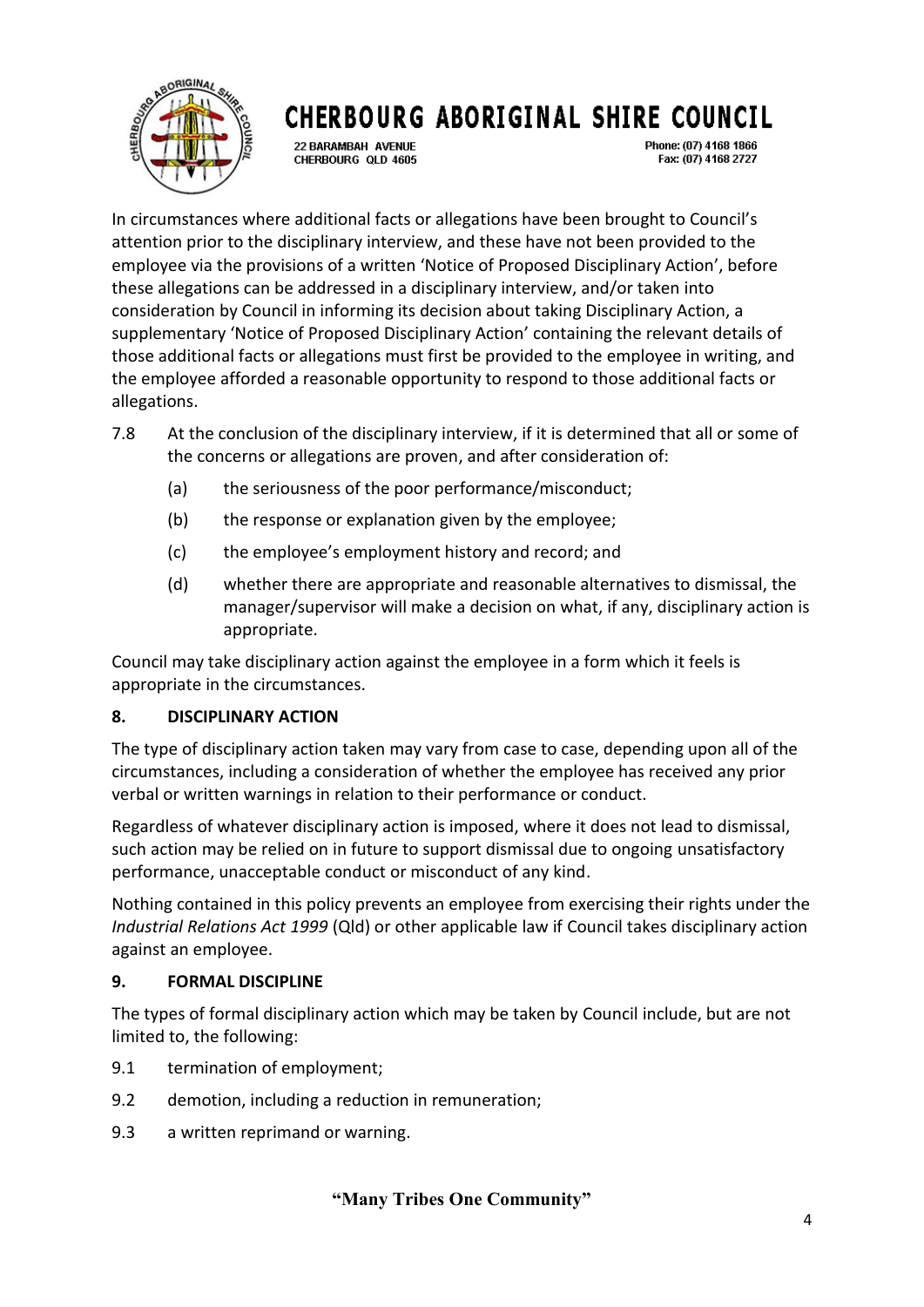In circumstances where additional facts or allegations have been brought to Council's attention prior to the disciplinary interview, and these have not been provided to the employee via the provisions of a written 'Notice of Proposed Disciplinary Action', before these allegations can be addressed in a disciplinary interview, and/or taken into consideration by Council in informing its decision about taking Disciplinary Action, a supplementary 'Notice of Proposed Disciplinary Action' containing the relevant details of those additional facts or allegations must first be provided to the employee in writing, and the employee afforded a reasonable opportunity to respond to those additional facts or allegations.

7.8 At the conclusion of the disciplinary interview, if it is determined that all or some of the concerns or allegations are proven, and after consideration of:

(a) the seriousness of the poor performance/misconduct;

(b) the response or explanation given by the employee;

(c) the employee's employment history and record; and

(d) whether there are appropriate and reasonable alternatives to dismissal, the manager/supervisor will make a decision on what, if any, disciplinary action is appropriate.

Council may take disciplinary action against the employee in a form which it feels is appropriate in the circumstances.

## 8. DISCIPLINARY ACTION

The type of disciplinary action taken may vary from case to case, depending upon all of the circumstances, including a consideration of whether the employee has received any prior verbal or written warnings in relation to their performance or conduct.

Regardless of whatever disciplinary action is imposed, where it does not lead to dismissal, such action may be relied on in future to support dismissal due to ongoing unsatisfactory performance, unacceptable conduct or misconduct of any kind.

Nothing contained in this policy prevents an employee from exercising their rights under the *Industrial Relations Act 1999* (Qld) or other applicable law if Council takes disciplinary action against an employee.

## 9. FORMAL DISCIPLINE

The types of formal disciplinary action which may be taken by Council include, but are not limited to, the following:

9.1 termination of employment;

9.2 demotion, including a reduction in remuneration;

9.3 a written reprimand or warning.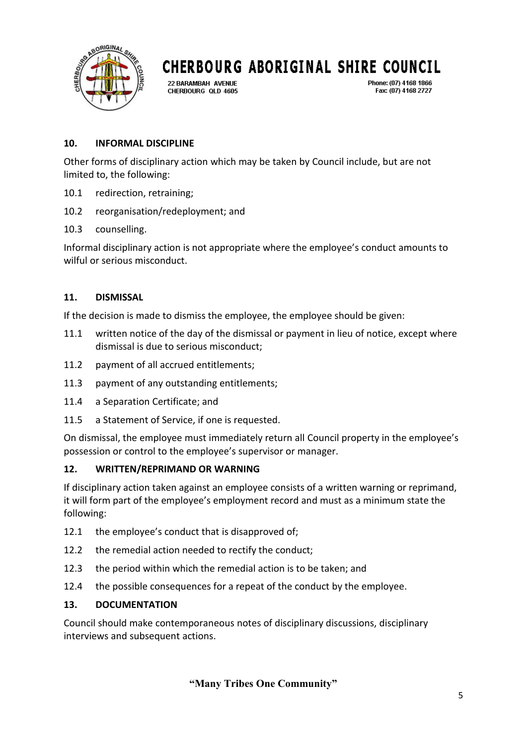## 10. INFORMAL DISCIPLINE

Other forms of disciplinary action which may be taken by Council include, but are not limited to, the following:

10.1 redirection, retraining;

10.2 reorganisation/redeployment; and

10.3 counselling.

Informal disciplinary action is not appropriate where the employee's conduct amounts to wilful or serious misconduct.

## 11. DISMISSAL

If the decision is made to dismiss the employee, the employee should be given:

11.1 written notice of the day of the dismissal or payment in lieu of notice, except where dismissal is due to serious misconduct;

11.2 payment of all accrued entitlements;

11.3 payment of any outstanding entitlements;

11.4 a Separation Certificate; and

11.5 a Statement of Service, if one is requested.

On dismissal, the employee must immediately return all Council property in the employee's possession or control to the employee's supervisor or manager.

## 12. WRITTEN/REPRIMAND OR WARNING

If disciplinary action taken against an employee consists of a written warning or reprimand, it will form part of the employee's employment record and must as a minimum state the following:

12.1 the employee's conduct that is disapproved of;

12.2 the remedial action needed to rectify the conduct;

12.3 the period within which the remedial action is to be taken; and

12.4 the possible consequences for a repeat of the conduct by the employee.

## 13. DOCUMENTATION

Council should make contemporaneous notes of disciplinary discussions, disciplinary interviews and subsequent actions.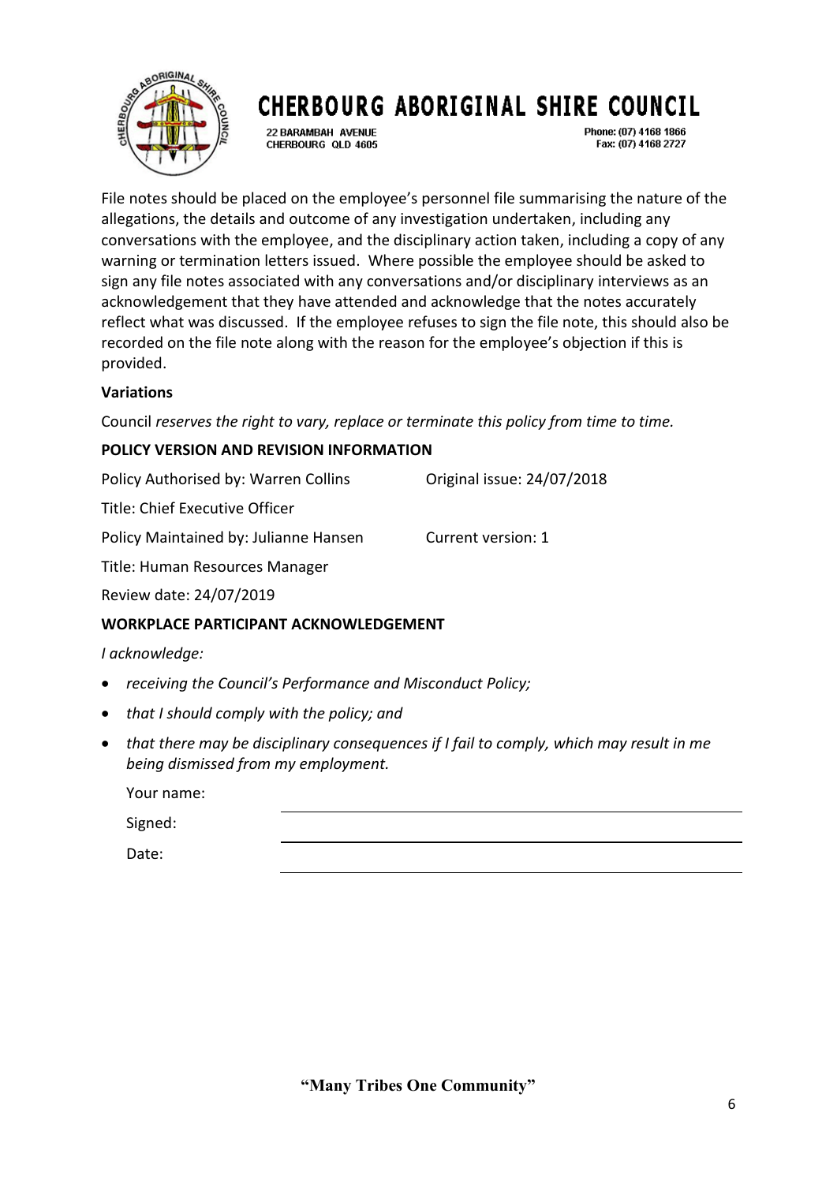File notes should be placed on the employee's personnel file summarising the nature of the allegations, the details and outcome of any investigation undertaken, including any conversations with the employee, and the disciplinary action taken, including a copy of any warning or termination letters issued. Where possible the employee should be asked to sign any file notes associated with any conversations and/or disciplinary interviews as an acknowledgement that they have attended and acknowledge that the notes accurately reflect what was discussed. If the employee refuses to sign the file note, this should also be recorded on the file note along with the reason for the employee's objection if this is provided.

**Variations**

Council *reserves the right to vary, replace or terminate this policy from time to time.*

**POLICY VERSION AND REVISION INFORMATION**

| | |
|---|---|
| Policy Authorised by: Warren Collins | Original issue: 24/07/2018 |
| Title: Chief Executive Officer | |
| Policy Maintained by: Julianne Hansen | Current version: 1 |
| Title: Human Resources Manager | |
| Review date: 24/07/2019 | |

**WORKPLACE PARTICIPANT ACKNOWLEDGEMENT**

*I acknowledge:*

- *receiving the Council's Performance and Misconduct Policy;*
- *that I should comply with the policy; and*
- *that there may be disciplinary consequences if I fail to comply, which may result in me being dismissed from my employment.*

Your name: ______________________________

Signed: ______________________________

Date: ______________________________

**"Many Tribes One Community"**